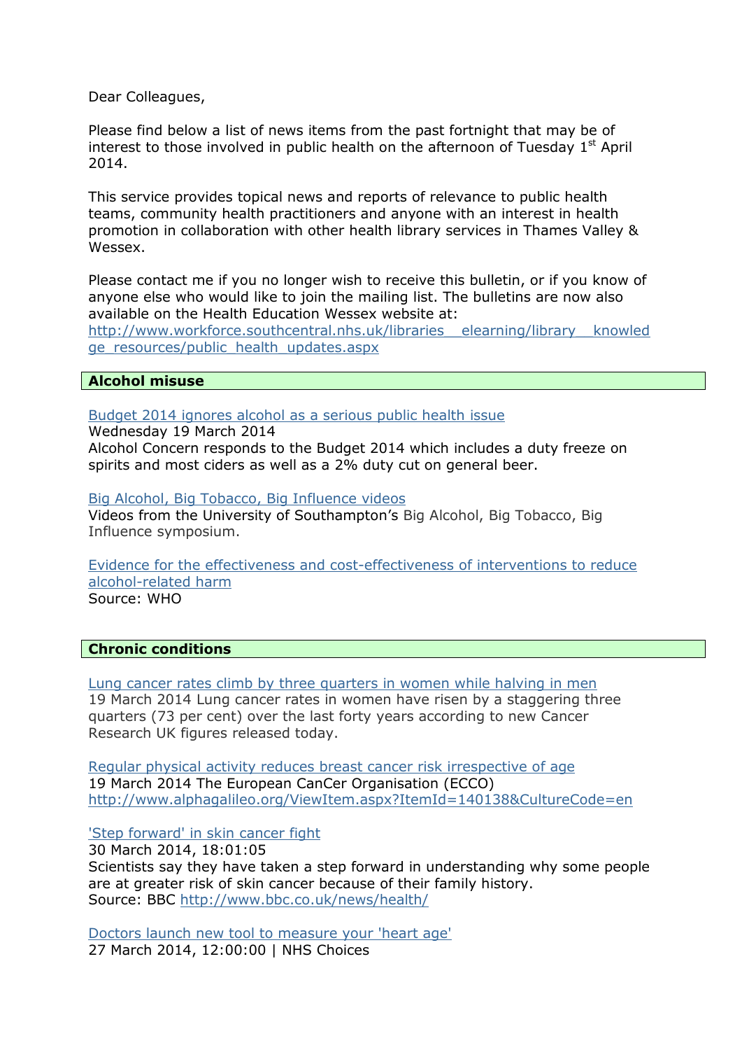Dear Colleagues,

Please find below a list of news items from the past fortnight that may be of interest to those involved in public health on the afternoon of Tuesday 1st April 2014.

This service provides topical news and reports of relevance to public health teams, community health practitioners and anyone with an interest in health promotion in collaboration with other health library services in Thames Valley & Wessex.

Please contact me if you no longer wish to receive this bulletin, or if you know of anyone else who would like to join the mailing list. The bulletins are now also available on the Health Education Wessex website at:
http://www.workforce.southcentral.nhs.uk/libraries__elearning/library__knowledge_resources/public_health_updates.aspx

## Alcohol misuse

Budget 2014 ignores alcohol as a serious public health issue
Wednesday 19 March 2014
Alcohol Concern responds to the Budget 2014 which includes a duty freeze on spirits and most ciders as well as a 2% duty cut on general beer.

Big Alcohol, Big Tobacco, Big Influence videos
Videos from the University of Southampton's Big Alcohol, Big Tobacco, Big Influence symposium.

Evidence for the effectiveness and cost-effectiveness of interventions to reduce alcohol-related harm
Source: WHO

## Chronic conditions

Lung cancer rates climb by three quarters in women while halving in men
19 March 2014 Lung cancer rates in women have risen by a staggering three quarters (73 per cent) over the last forty years according to new Cancer Research UK figures released today.

Regular physical activity reduces breast cancer risk irrespective of age
19 March 2014 The European CanCer Organisation (ECCO)
http://www.alphagalileo.org/ViewItem.aspx?ItemId=140138&CultureCode=en

'Step forward' in skin cancer fight
30 March 2014, 18:01:05
Scientists say they have taken a step forward in understanding why some people are at greater risk of skin cancer because of their family history.
Source: BBC http://www.bbc.co.uk/news/health/

Doctors launch new tool to measure your 'heart age'
27 March 2014, 12:00:00 | NHS Choices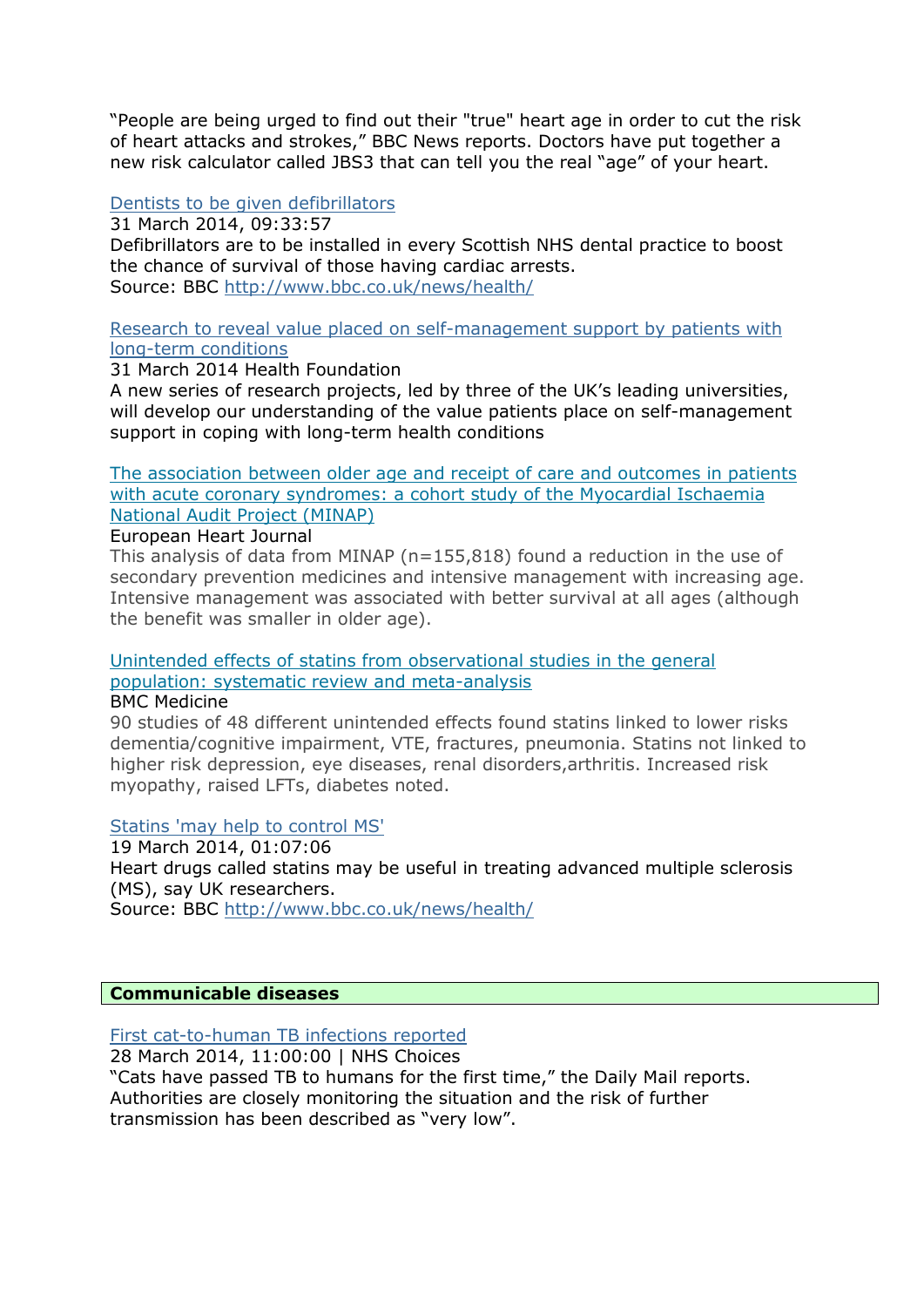“People are being urged to find out their "true" heart age in order to cut the risk of heart attacks and strokes,” BBC News reports. Doctors have put together a new risk calculator called JBS3 that can tell you the real “age” of your heart.

[Dentists to be given defibrillators]
31 March 2014, 09:33:57
Defibrillators are to be installed in every Scottish NHS dental practice to boost the chance of survival of those having cardiac arrests.
Source: BBC http://www.bbc.co.uk/news/health/

[Research to reveal value placed on self-management support by patients with long-term conditions]
31 March 2014 Health Foundation
A new series of research projects, led by three of the UK’s leading universities, will develop our understanding of the value patients place on self-management support in coping with long-term health conditions

[The association between older age and receipt of care and outcomes in patients with acute coronary syndromes: a cohort study of the Myocardial Ischaemia National Audit Project (MINAP)]
European Heart Journal
This analysis of data from MINAP (n=155,818) found a reduction in the use of secondary prevention medicines and intensive management with increasing age. Intensive management was associated with better survival at all ages (although the benefit was smaller in older age).

[Unintended effects of statins from observational studies in the general population: systematic review and meta-analysis]
BMC Medicine
90 studies of 48 different unintended effects found statins linked to lower risks dementia/cognitive impairment, VTE, fractures, pneumonia. Statins not linked to higher risk depression, eye diseases, renal disorders,arthritis. Increased risk myopathy, raised LFTs, diabetes noted.

[Statins 'may help to control MS']
19 March 2014, 01:07:06
Heart drugs called statins may be useful in treating advanced multiple sclerosis (MS), say UK researchers.
Source: BBC http://www.bbc.co.uk/news/health/

## Communicable diseases

[First cat-to-human TB infections reported]
28 March 2014, 11:00:00 | NHS Choices
“Cats have passed TB to humans for the first time,” the Daily Mail reports. Authorities are closely monitoring the situation and the risk of further transmission has been described as “very low”.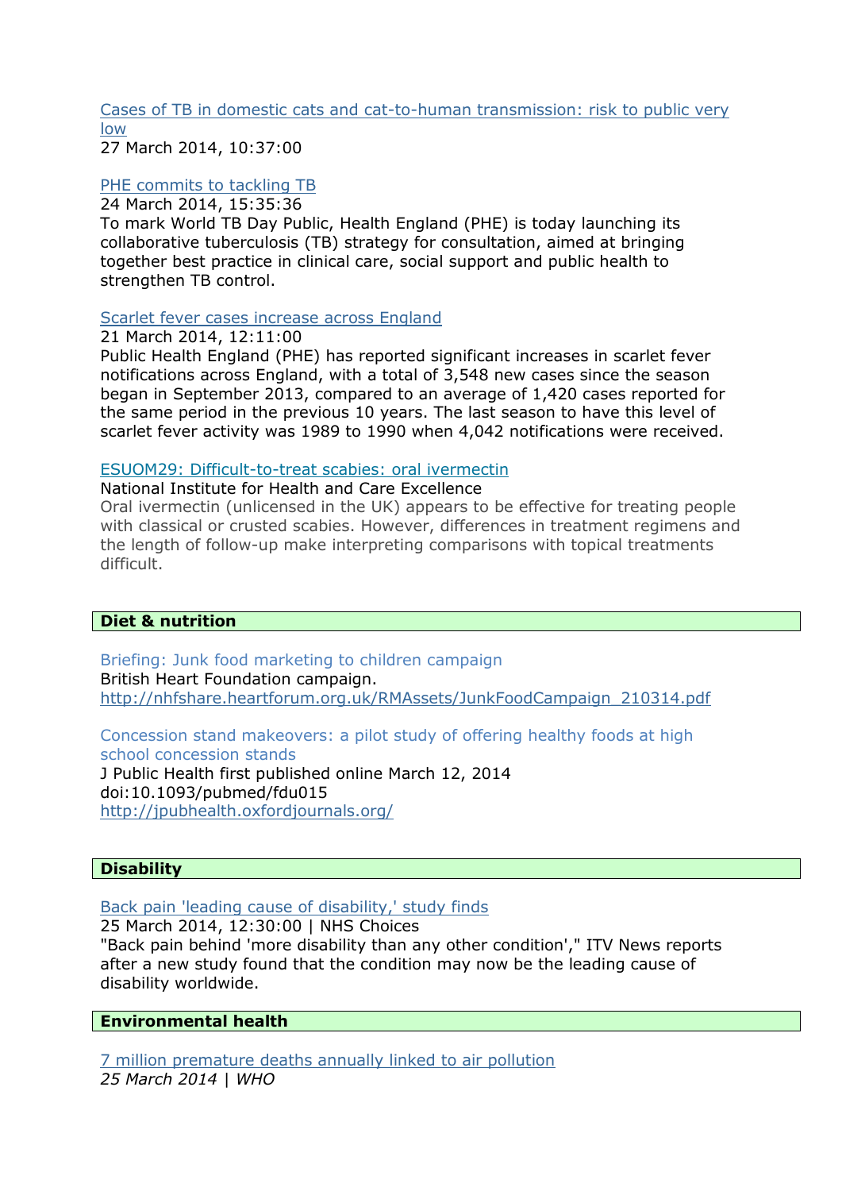Cases of TB in domestic cats and cat-to-human transmission: risk to public very low
27 March 2014, 10:37:00

PHE commits to tackling TB
24 March 2014, 15:35:36
To mark World TB Day Public, Health England (PHE) is today launching its collaborative tuberculosis (TB) strategy for consultation, aimed at bringing together best practice in clinical care, social support and public health to strengthen TB control.

Scarlet fever cases increase across England
21 March 2014, 12:11:00
Public Health England (PHE) has reported significant increases in scarlet fever notifications across England, with a total of 3,548 new cases since the season began in September 2013, compared to an average of 1,420 cases reported for the same period in the previous 10 years. The last season to have this level of scarlet fever activity was 1989 to 1990 when 4,042 notifications were received.

ESUOM29: Difficult-to-treat scabies: oral ivermectin
National Institute for Health and Care Excellence
Oral ivermectin (unlicensed in the UK) appears to be effective for treating people with classical or crusted scabies. However, differences in treatment regimens and the length of follow-up make interpreting comparisons with topical treatments difficult.

## Diet & nutrition

Briefing: Junk food marketing to children campaign
British Heart Foundation campaign.
http://nhfshare.heartforum.org.uk/RMAssets/JunkFoodCampaign_210314.pdf

Concession stand makeovers: a pilot study of offering healthy foods at high school concession stands
J Public Health first published online March 12, 2014
doi:10.1093/pubmed/fdu015
http://jpubhealth.oxfordjournals.org/

## Disability

Back pain 'leading cause of disability,' study finds
25 March 2014, 12:30:00 | NHS Choices
"Back pain behind 'more disability than any other condition'," ITV News reports after a new study found that the condition may now be the leading cause of disability worldwide.

## Environmental health

7 million premature deaths annually linked to air pollution
*25 March 2014 | WHO*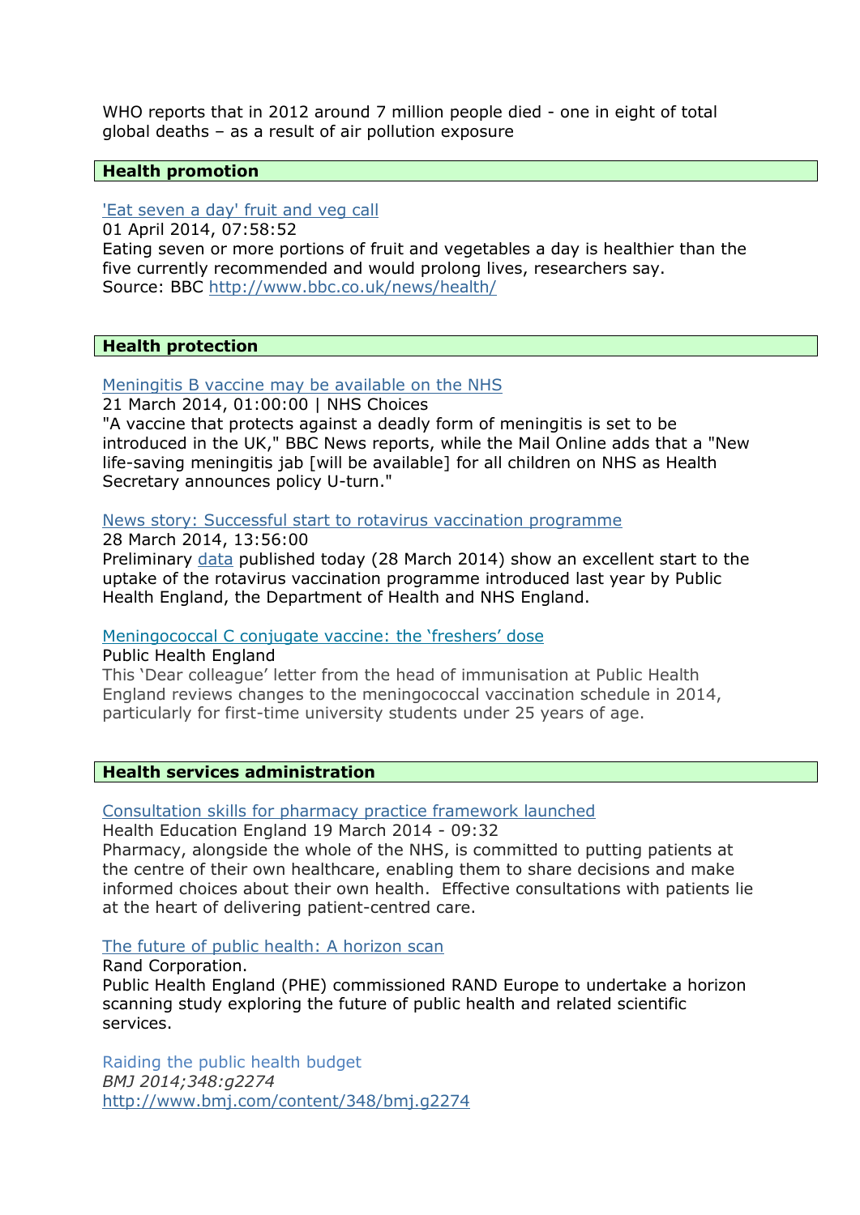WHO reports that in 2012 around 7 million people died - one in eight of total global deaths – as a result of air pollution exposure

## Health promotion

['Eat seven a day' fruit and veg call](http://www.bbc.co.uk/news/health/)
01 April 2014, 07:58:52
Eating seven or more portions of fruit and vegetables a day is healthier than the five currently recommended and would prolong lives, researchers say.
Source: BBC http://www.bbc.co.uk/news/health/

## Health protection

Meningitis B vaccine may be available on the NHS
21 March 2014, 01:00:00 | NHS Choices
"A vaccine that protects against a deadly form of meningitis is set to be introduced in the UK," BBC News reports, while the Mail Online adds that a "New life-saving meningitis jab [will be available] for all children on NHS as Health Secretary announces policy U-turn."

News story: Successful start to rotavirus vaccination programme
28 March 2014, 13:56:00
Preliminary data published today (28 March 2014) show an excellent start to the uptake of the rotavirus vaccination programme introduced last year by Public Health England, the Department of Health and NHS England.

Meningococcal C conjugate vaccine: the 'freshers' dose
Public Health England
This 'Dear colleague' letter from the head of immunisation at Public Health England reviews changes to the meningococcal vaccination schedule in 2014, particularly for first-time university students under 25 years of age.

## Health services administration

Consultation skills for pharmacy practice framework launched
Health Education England 19 March 2014 - 09:32
Pharmacy, alongside the whole of the NHS, is committed to putting patients at the centre of their own healthcare, enabling them to share decisions and make informed choices about their own health. Effective consultations with patients lie at the heart of delivering patient-centred care.

The future of public health: A horizon scan
Rand Corporation.
Public Health England (PHE) commissioned RAND Europe to undertake a horizon scanning study exploring the future of public health and related scientific services.

Raiding the public health budget
*BMJ 2014;348:g2274*
http://www.bmj.com/content/348/bmj.g2274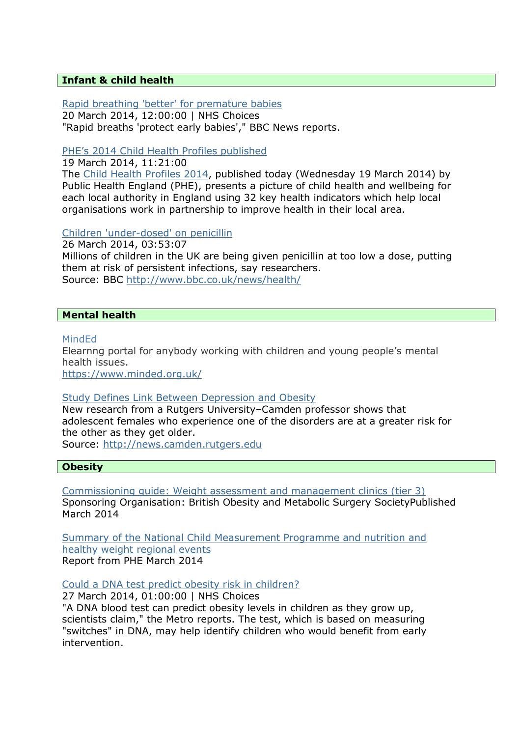## Infant & child health

[Rapid breathing 'better' for premature babies]
20 March 2014, 12:00:00 | NHS Choices
"Rapid breaths 'protect early babies'," BBC News reports.

[PHE's 2014 Child Health Profiles published]
19 March 2014, 11:21:00
The Child Health Profiles 2014, published today (Wednesday 19 March 2014) by Public Health England (PHE), presents a picture of child health and wellbeing for each local authority in England using 32 key health indicators which help local organisations work in partnership to improve health in their local area.

[Children 'under-dosed' on penicillin]
26 March 2014, 03:53:07
Millions of children in the UK are being given penicillin at too low a dose, putting them at risk of persistent infections, say researchers.
Source: BBC http://www.bbc.co.uk/news/health/

## Mental health

MindEd
Elearnng portal for anybody working with children and young people's mental health issues.
https://www.minded.org.uk/

[Study Defines Link Between Depression and Obesity]
New research from a Rutgers University–Camden professor shows that adolescent females who experience one of the disorders are at a greater risk for the other as they get older.
Source: http://news.camden.rutgers.edu

## Obesity

[Commissioning guide: Weight assessment and management clinics (tier 3)]
Sponsoring Organisation: British Obesity and Metabolic Surgery SocietyPublished March 2014

[Summary of the National Child Measurement Programme and nutrition and healthy weight regional events]
Report from PHE March 2014

[Could a DNA test predict obesity risk in children?]
27 March 2014, 01:00:00 | NHS Choices
"A DNA blood test can predict obesity levels in children as they grow up, scientists claim," the Metro reports. The test, which is based on measuring "switches" in DNA, may help identify children who would benefit from early intervention.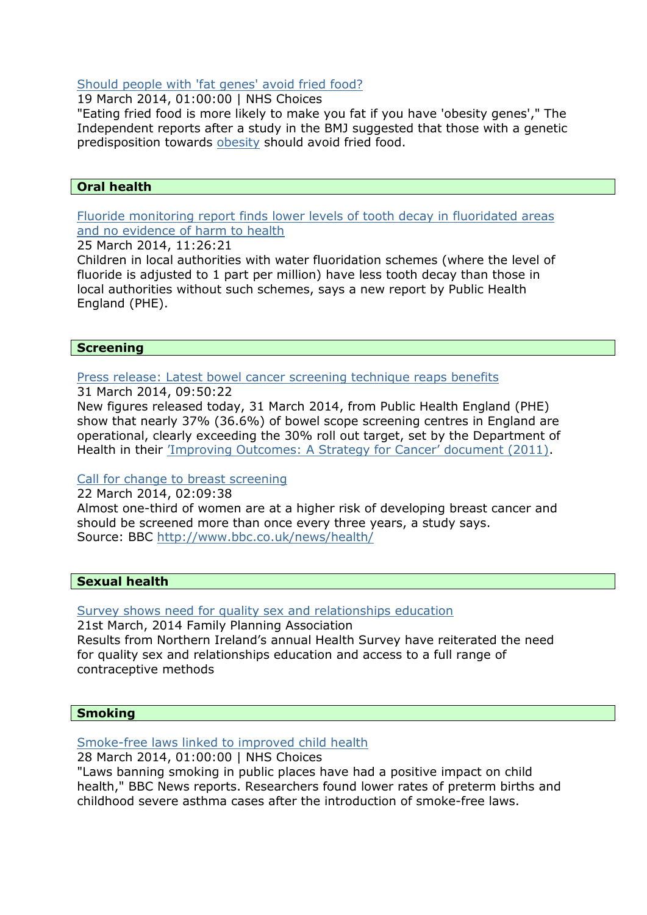[Should people with 'fat genes' avoid fried food?]
19 March 2014, 01:00:00 | NHS Choices
"Eating fried food is more likely to make you fat if you have 'obesity genes'," The Independent reports after a study in the BMJ suggested that those with a genetic predisposition towards obesity should avoid fried food.

## Oral health

[Fluoride monitoring report finds lower levels of tooth decay in fluoridated areas and no evidence of harm to health]
25 March 2014, 11:26:21
Children in local authorities with water fluoridation schemes (where the level of fluoride is adjusted to 1 part per million) have less tooth decay than those in local authorities without such schemes, says a new report by Public Health England (PHE).

## Screening

[Press release: Latest bowel cancer screening technique reaps benefits]
31 March 2014, 09:50:22
New figures released today, 31 March 2014, from Public Health England (PHE) show that nearly 37% (36.6%) of bowel scope screening centres in England are operational, clearly exceeding the 30% roll out target, set by the Department of Health in their 'Improving Outcomes: A Strategy for Cancer' document (2011).

[Call for change to breast screening]
22 March 2014, 02:09:38
Almost one-third of women are at a higher risk of developing breast cancer and should be screened more than once every three years, a study says.
Source: BBC http://www.bbc.co.uk/news/health/

## Sexual health

[Survey shows need for quality sex and relationships education]
21st March, 2014 Family Planning Association
Results from Northern Ireland's annual Health Survey have reiterated the need for quality sex and relationships education and access to a full range of contraceptive methods

## Smoking

[Smoke-free laws linked to improved child health]
28 March 2014, 01:00:00 | NHS Choices
"Laws banning smoking in public places have had a positive impact on child health," BBC News reports. Researchers found lower rates of preterm births and childhood severe asthma cases after the introduction of smoke-free laws.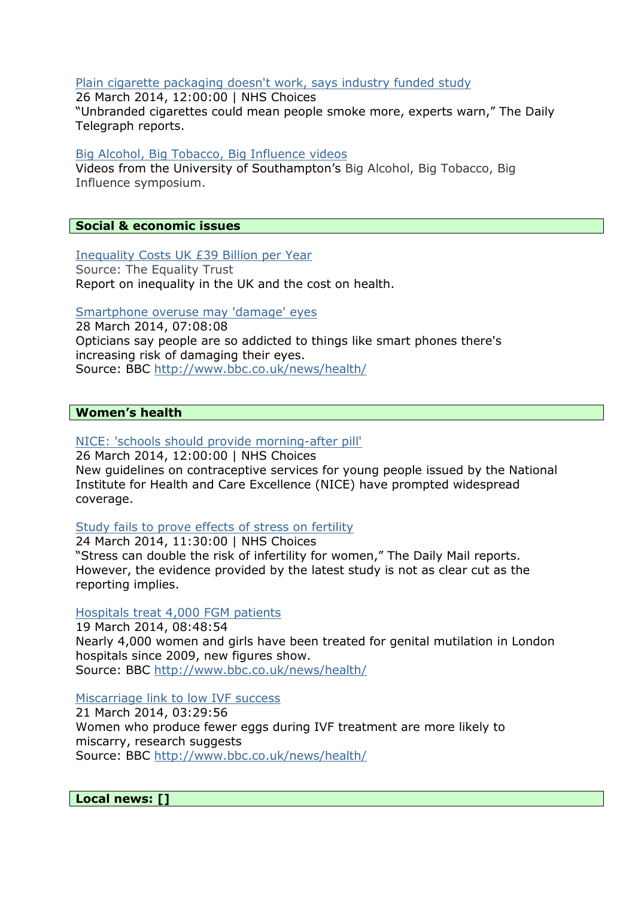Plain cigarette packaging doesn't work, says industry funded study
26 March 2014, 12:00:00 | NHS Choices
“Unbranded cigarettes could mean people smoke more, experts warn,” The Daily Telegraph reports.

Big Alcohol, Big Tobacco, Big Influence videos
Videos from the University of Southampton’s Big Alcohol, Big Tobacco, Big Influence symposium.

## Social & economic issues

Inequality Costs UK £39 Billion per Year
Source: The Equality Trust
Report on inequality in the UK and the cost on health.

Smartphone overuse may 'damage' eyes
28 March 2014, 07:08:08
Opticians say people are so addicted to things like smart phones there's increasing risk of damaging their eyes.
Source: BBC http://www.bbc.co.uk/news/health/

## Women’s health

NICE: 'schools should provide morning-after pill'
26 March 2014, 12:00:00 | NHS Choices
New guidelines on contraceptive services for young people issued by the National Institute for Health and Care Excellence (NICE) have prompted widespread coverage.

Study fails to prove effects of stress on fertility
24 March 2014, 11:30:00 | NHS Choices
“Stress can double the risk of infertility for women,” The Daily Mail reports. However, the evidence provided by the latest study is not as clear cut as the reporting implies.

Hospitals treat 4,000 FGM patients
19 March 2014, 08:48:54
Nearly 4,000 women and girls have been treated for genital mutilation in London hospitals since 2009, new figures show.
Source: BBC http://www.bbc.co.uk/news/health/

Miscarriage link to low IVF success
21 March 2014, 03:29:56
Women who produce fewer eggs during IVF treatment are more likely to miscarry, research suggests
Source: BBC http://www.bbc.co.uk/news/health/

## Local news: []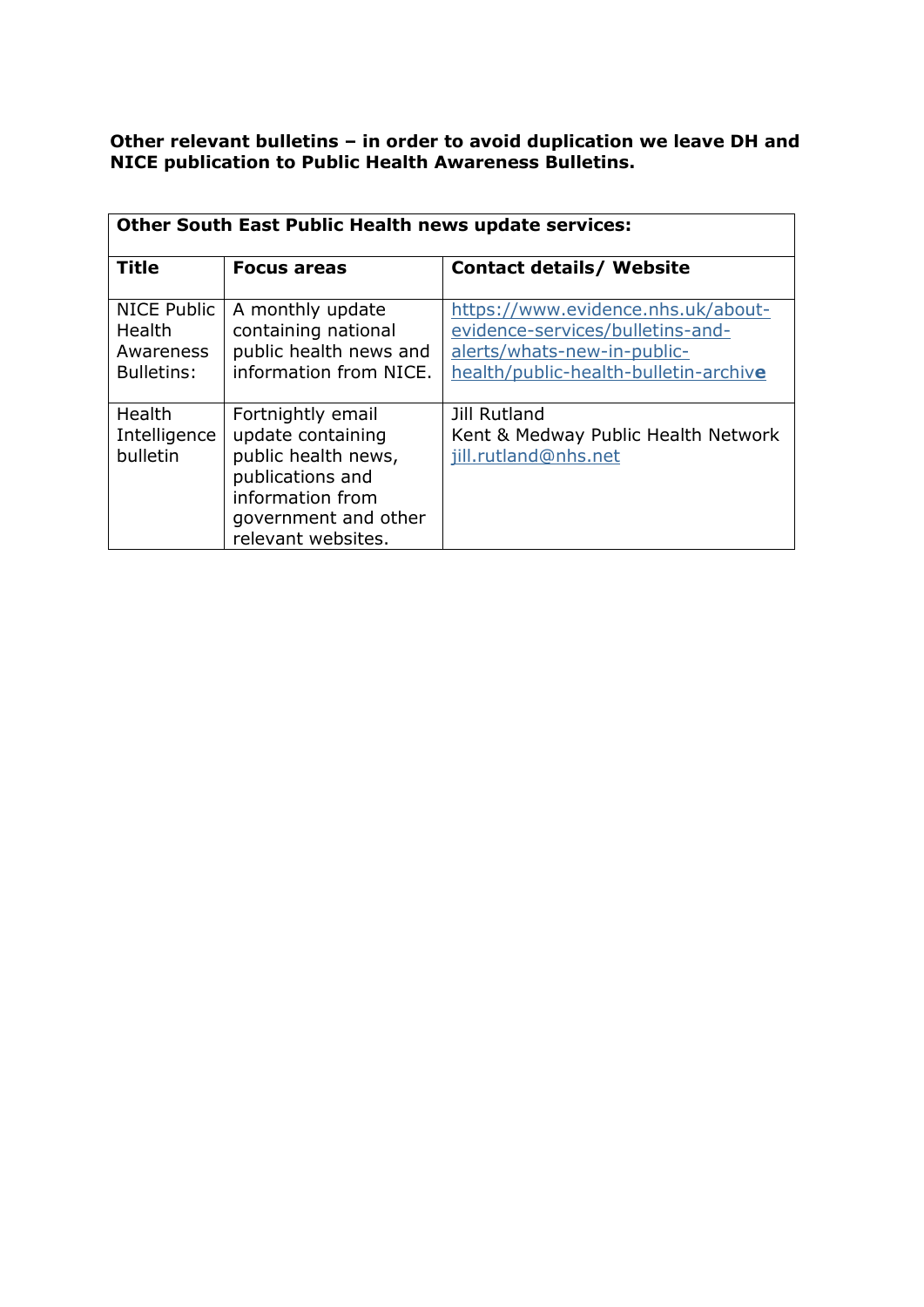**Other relevant bulletins – in order to avoid duplication we leave DH and NICE publication to Public Health Awareness Bulletins.**

| **Other South East Public Health news update services:** | | |
|---|---|---|
| **Title** | **Focus areas** | **Contact details/ Website** |
| NICE Public Health Awareness Bulletins: | A monthly update containing national public health news and information from NICE. | https://www.evidence.nhs.uk/about-evidence-services/bulletins-and-alerts/whats-new-in-public-health/public-health-bulletin-archive |
| Health Intelligence bulletin | Fortnightly email update containing public health news, publications and information from government and other relevant websites. | Jill Rutland<br>Kent & Medway Public Health Network<br>jill.rutland@nhs.net |